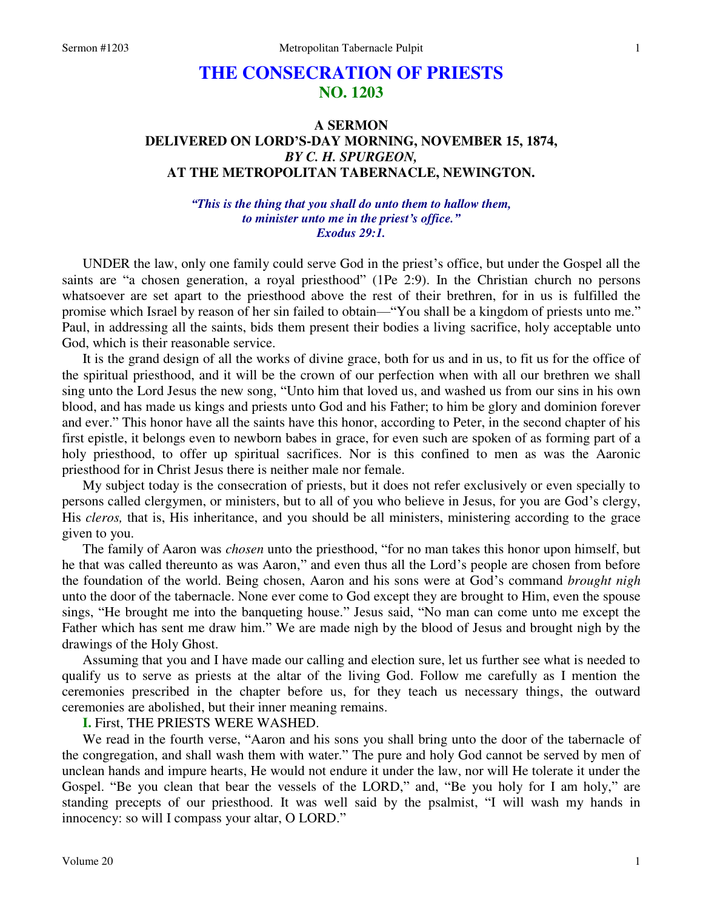# THE CONSECRATION OF PRIESTS
## NO. 1203

### A SERMON
### DELIVERED ON LORD'S-DAY MORNING, NOVEMBER 15, 1874,
### *BY C. H. SPURGEON,*
### AT THE METROPOLITAN TABERNACLE, NEWINGTON.

*"This is the thing that you shall do unto them to hallow them, to minister unto me in the priest's office." Exodus 29:1.*

UNDER the law, only one family could serve God in the priest's office, but under the Gospel all the saints are "a chosen generation, a royal priesthood" (1Pe 2:9). In the Christian church no persons whatsoever are set apart to the priesthood above the rest of their brethren, for in us is fulfilled the promise which Israel by reason of her sin failed to obtain—"You shall be a kingdom of priests unto me." Paul, in addressing all the saints, bids them present their bodies a living sacrifice, holy acceptable unto God, which is their reasonable service.

It is the grand design of all the works of divine grace, both for us and in us, to fit us for the office of the spiritual priesthood, and it will be the crown of our perfection when with all our brethren we shall sing unto the Lord Jesus the new song, "Unto him that loved us, and washed us from our sins in his own blood, and has made us kings and priests unto God and his Father; to him be glory and dominion forever and ever." This honor have all the saints have this honor, according to Peter, in the second chapter of his first epistle, it belongs even to newborn babes in grace, for even such are spoken of as forming part of a holy priesthood, to offer up spiritual sacrifices. Nor is this confined to men as was the Aaronic priesthood for in Christ Jesus there is neither male nor female.

My subject today is the consecration of priests, but it does not refer exclusively or even specially to persons called clergymen, or ministers, but to all of you who believe in Jesus, for you are God's clergy, His *cleros,* that is, His inheritance, and you should be all ministers, ministering according to the grace given to you.

The family of Aaron was *chosen* unto the priesthood, "for no man takes this honor upon himself, but he that was called thereunto as was Aaron," and even thus all the Lord's people are chosen from before the foundation of the world. Being chosen, Aaron and his sons were at God's command *brought nigh* unto the door of the tabernacle. None ever come to God except they are brought to Him, even the spouse sings, "He brought me into the banqueting house." Jesus said, "No man can come unto me except the Father which has sent me draw him." We are made nigh by the blood of Jesus and brought nigh by the drawings of the Holy Ghost.

Assuming that you and I have made our calling and election sure, let us further see what is needed to qualify us to serve as priests at the altar of the living God. Follow me carefully as I mention the ceremonies prescribed in the chapter before us, for they teach us necessary things, the outward ceremonies are abolished, but their inner meaning remains.

**I.** First, THE PRIESTS WERE WASHED.

We read in the fourth verse, "Aaron and his sons you shall bring unto the door of the tabernacle of the congregation, and shall wash them with water." The pure and holy God cannot be served by men of unclean hands and impure hearts, He would not endure it under the law, nor will He tolerate it under the Gospel. "Be you clean that bear the vessels of the LORD," and, "Be you holy for I am holy," are standing precepts of our priesthood. It was well said by the psalmist, "I will wash my hands in innocency: so will I compass your altar, O LORD."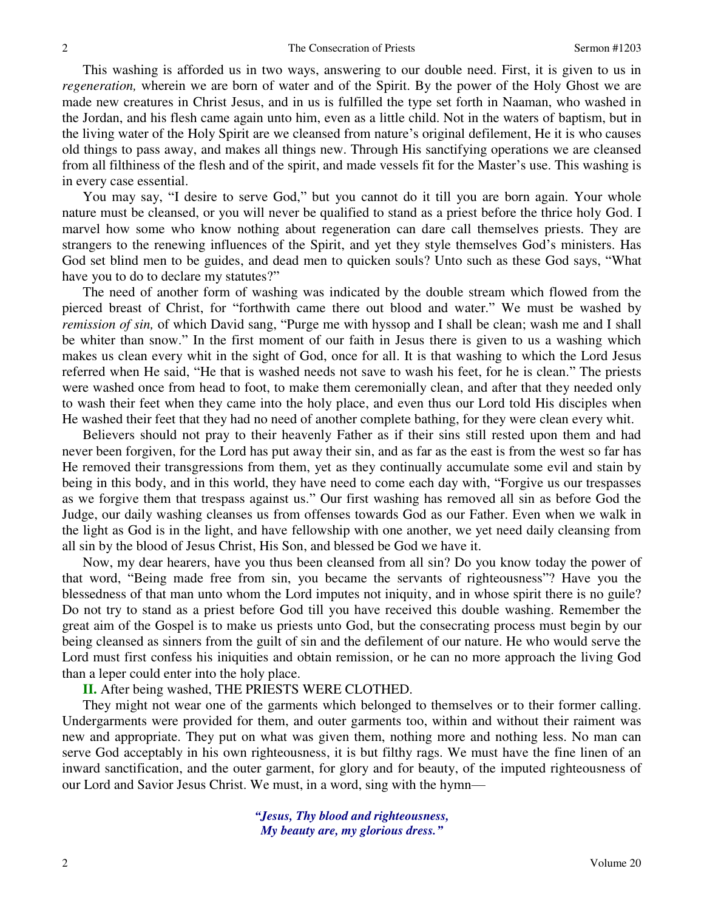This washing is afforded us in two ways, answering to our double need. First, it is given to us in *regeneration,* wherein we are born of water and of the Spirit. By the power of the Holy Ghost we are made new creatures in Christ Jesus, and in us is fulfilled the type set forth in Naaman, who washed in the Jordan, and his flesh came again unto him, even as a little child. Not in the waters of baptism, but in the living water of the Holy Spirit are we cleansed from nature's original defilement, He it is who causes old things to pass away, and makes all things new. Through His sanctifying operations we are cleansed from all filthiness of the flesh and of the spirit, and made vessels fit for the Master's use. This washing is in every case essential.

You may say, "I desire to serve God," but you cannot do it till you are born again. Your whole nature must be cleansed, or you will never be qualified to stand as a priest before the thrice holy God. I marvel how some who know nothing about regeneration can dare call themselves priests. They are strangers to the renewing influences of the Spirit, and yet they style themselves God's ministers. Has God set blind men to be guides, and dead men to quicken souls? Unto such as these God says, "What have you to do to declare my statutes?"

The need of another form of washing was indicated by the double stream which flowed from the pierced breast of Christ, for "forthwith came there out blood and water." We must be washed by *remission of sin,* of which David sang, "Purge me with hyssop and I shall be clean; wash me and I shall be whiter than snow." In the first moment of our faith in Jesus there is given to us a washing which makes us clean every whit in the sight of God, once for all. It is that washing to which the Lord Jesus referred when He said, "He that is washed needs not save to wash his feet, for he is clean." The priests were washed once from head to foot, to make them ceremonially clean, and after that they needed only to wash their feet when they came into the holy place, and even thus our Lord told His disciples when He washed their feet that they had no need of another complete bathing, for they were clean every whit.

Believers should not pray to their heavenly Father as if their sins still rested upon them and had never been forgiven, for the Lord has put away their sin, and as far as the east is from the west so far has He removed their transgressions from them, yet as they continually accumulate some evil and stain by being in this body, and in this world, they have need to come each day with, "Forgive us our trespasses as we forgive them that trespass against us." Our first washing has removed all sin as before God the Judge, our daily washing cleanses us from offenses towards God as our Father. Even when we walk in the light as God is in the light, and have fellowship with one another, we yet need daily cleansing from all sin by the blood of Jesus Christ, His Son, and blessed be God we have it.

Now, my dear hearers, have you thus been cleansed from all sin? Do you know today the power of that word, "Being made free from sin, you became the servants of righteousness"? Have you the blessedness of that man unto whom the Lord imputes not iniquity, and in whose spirit there is no guile? Do not try to stand as a priest before God till you have received this double washing. Remember the great aim of the Gospel is to make us priests unto God, but the consecrating process must begin by our being cleansed as sinners from the guilt of sin and the defilement of our nature. He who would serve the Lord must first confess his iniquities and obtain remission, or he can no more approach the living God than a leper could enter into the holy place.

**II.** After being washed, THE PRIESTS WERE CLOTHED.

They might not wear one of the garments which belonged to themselves or to their former calling. Undergarments were provided for them, and outer garments too, within and without their raiment was new and appropriate. They put on what was given them, nothing more and nothing less. No man can serve God acceptably in his own righteousness, it is but filthy rags. We must have the fine linen of an inward sanctification, and the outer garment, for glory and for beauty, of the imputed righteousness of our Lord and Savior Jesus Christ. We must, in a word, sing with the hymn—

*"Jesus, Thy blood and righteousness,*
*My beauty are, my glorious dress."*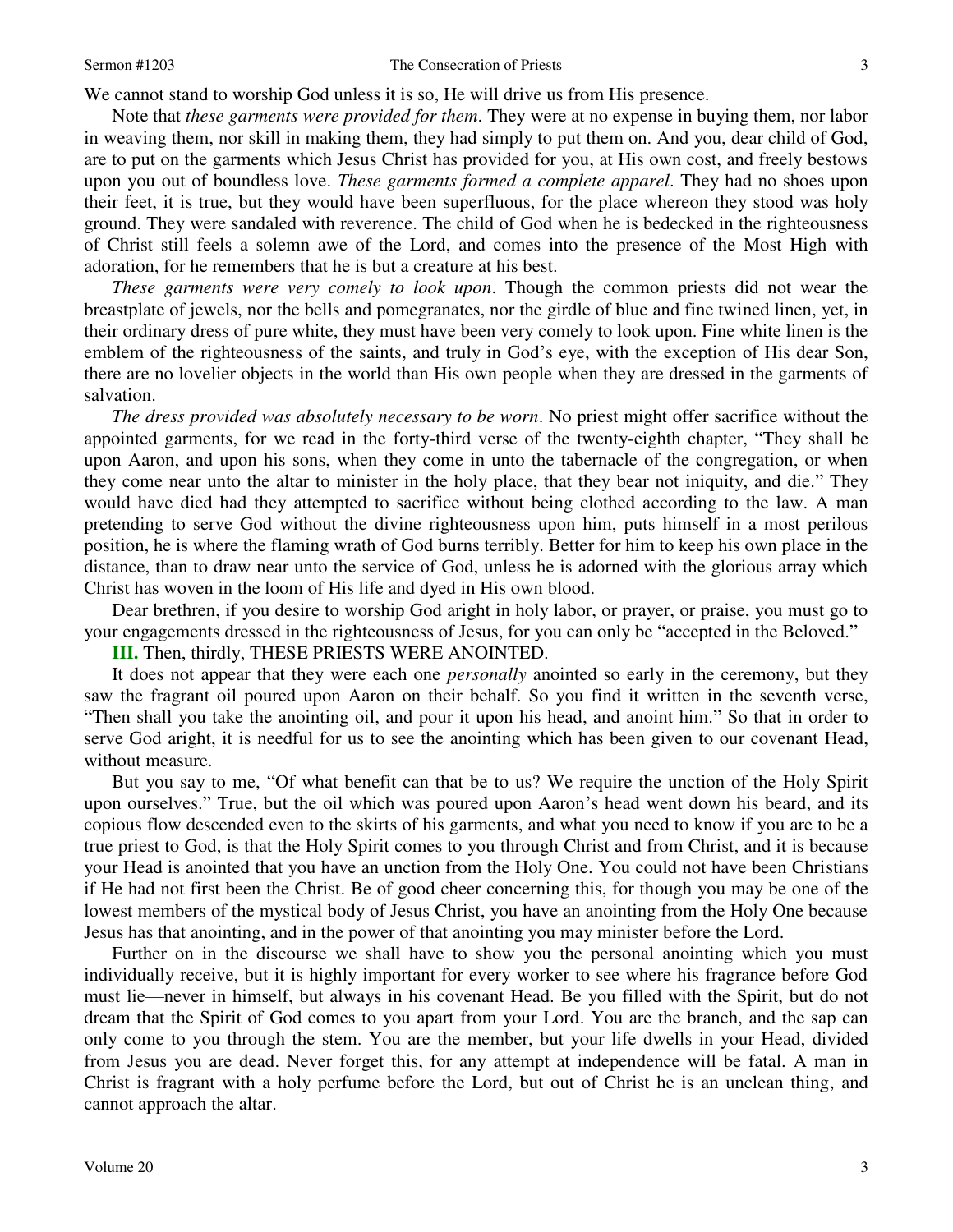We cannot stand to worship God unless it is so, He will drive us from His presence.

Note that *these garments were provided for them*. They were at no expense in buying them, nor labor in weaving them, nor skill in making them, they had simply to put them on. And you, dear child of God, are to put on the garments which Jesus Christ has provided for you, at His own cost, and freely bestows upon you out of boundless love. *These garments formed a complete apparel*. They had no shoes upon their feet, it is true, but they would have been superfluous, for the place whereon they stood was holy ground. They were sandaled with reverence. The child of God when he is bedecked in the righteousness of Christ still feels a solemn awe of the Lord, and comes into the presence of the Most High with adoration, for he remembers that he is but a creature at his best.

*These garments were very comely to look upon*. Though the common priests did not wear the breastplate of jewels, nor the bells and pomegranates, nor the girdle of blue and fine twined linen, yet, in their ordinary dress of pure white, they must have been very comely to look upon. Fine white linen is the emblem of the righteousness of the saints, and truly in God's eye, with the exception of His dear Son, there are no lovelier objects in the world than His own people when they are dressed in the garments of salvation.

*The dress provided was absolutely necessary to be worn*. No priest might offer sacrifice without the appointed garments, for we read in the forty-third verse of the twenty-eighth chapter, "They shall be upon Aaron, and upon his sons, when they come in unto the tabernacle of the congregation, or when they come near unto the altar to minister in the holy place, that they bear not iniquity, and die." They would have died had they attempted to sacrifice without being clothed according to the law. A man pretending to serve God without the divine righteousness upon him, puts himself in a most perilous position, he is where the flaming wrath of God burns terribly. Better for him to keep his own place in the distance, than to draw near unto the service of God, unless he is adorned with the glorious array which Christ has woven in the loom of His life and dyed in His own blood.

Dear brethren, if you desire to worship God aright in holy labor, or prayer, or praise, you must go to your engagements dressed in the righteousness of Jesus, for you can only be "accepted in the Beloved."

**III.** Then, thirdly, THESE PRIESTS WERE ANOINTED.

It does not appear that they were each one *personally* anointed so early in the ceremony, but they saw the fragrant oil poured upon Aaron on their behalf. So you find it written in the seventh verse, "Then shall you take the anointing oil, and pour it upon his head, and anoint him." So that in order to serve God aright, it is needful for us to see the anointing which has been given to our covenant Head, without measure.

But you say to me, "Of what benefit can that be to us? We require the unction of the Holy Spirit upon ourselves." True, but the oil which was poured upon Aaron's head went down his beard, and its copious flow descended even to the skirts of his garments, and what you need to know if you are to be a true priest to God, is that the Holy Spirit comes to you through Christ and from Christ, and it is because your Head is anointed that you have an unction from the Holy One. You could not have been Christians if He had not first been the Christ. Be of good cheer concerning this, for though you may be one of the lowest members of the mystical body of Jesus Christ, you have an anointing from the Holy One because Jesus has that anointing, and in the power of that anointing you may minister before the Lord.

Further on in the discourse we shall have to show you the personal anointing which you must individually receive, but it is highly important for every worker to see where his fragrance before God must lie—never in himself, but always in his covenant Head. Be you filled with the Spirit, but do not dream that the Spirit of God comes to you apart from your Lord. You are the branch, and the sap can only come to you through the stem. You are the member, but your life dwells in your Head, divided from Jesus you are dead. Never forget this, for any attempt at independence will be fatal. A man in Christ is fragrant with a holy perfume before the Lord, but out of Christ he is an unclean thing, and cannot approach the altar.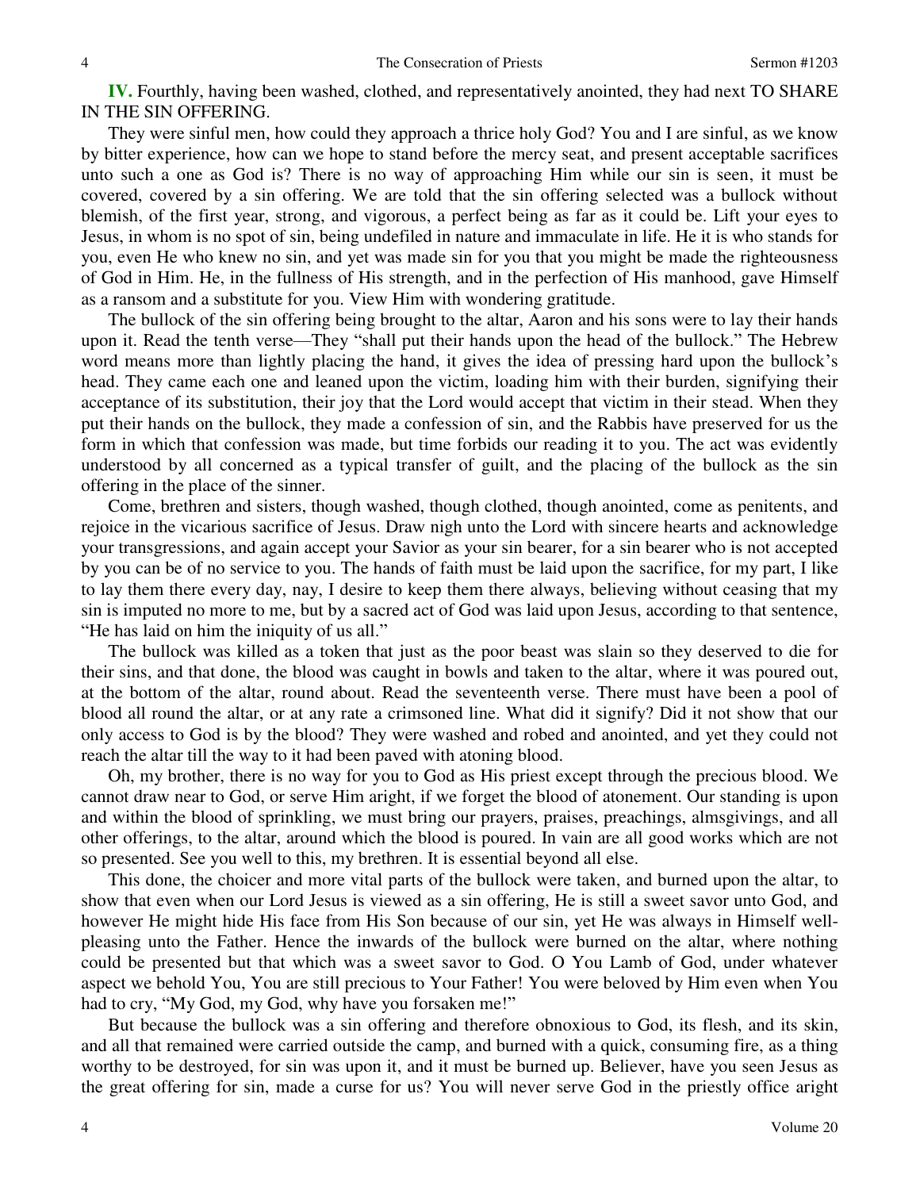**IV.** Fourthly, having been washed, clothed, and representatively anointed, they had next TO SHARE IN THE SIN OFFERING.

They were sinful men, how could they approach a thrice holy God? You and I are sinful, as we know by bitter experience, how can we hope to stand before the mercy seat, and present acceptable sacrifices unto such a one as God is? There is no way of approaching Him while our sin is seen, it must be covered, covered by a sin offering. We are told that the sin offering selected was a bullock without blemish, of the first year, strong, and vigorous, a perfect being as far as it could be. Lift your eyes to Jesus, in whom is no spot of sin, being undefiled in nature and immaculate in life. He it is who stands for you, even He who knew no sin, and yet was made sin for you that you might be made the righteousness of God in Him. He, in the fullness of His strength, and in the perfection of His manhood, gave Himself as a ransom and a substitute for you. View Him with wondering gratitude.

The bullock of the sin offering being brought to the altar, Aaron and his sons were to lay their hands upon it. Read the tenth verse—They "shall put their hands upon the head of the bullock." The Hebrew word means more than lightly placing the hand, it gives the idea of pressing hard upon the bullock's head. They came each one and leaned upon the victim, loading him with their burden, signifying their acceptance of its substitution, their joy that the Lord would accept that victim in their stead. When they put their hands on the bullock, they made a confession of sin, and the Rabbis have preserved for us the form in which that confession was made, but time forbids our reading it to you. The act was evidently understood by all concerned as a typical transfer of guilt, and the placing of the bullock as the sin offering in the place of the sinner.

Come, brethren and sisters, though washed, though clothed, though anointed, come as penitents, and rejoice in the vicarious sacrifice of Jesus. Draw nigh unto the Lord with sincere hearts and acknowledge your transgressions, and again accept your Savior as your sin bearer, for a sin bearer who is not accepted by you can be of no service to you. The hands of faith must be laid upon the sacrifice, for my part, I like to lay them there every day, nay, I desire to keep them there always, believing without ceasing that my sin is imputed no more to me, but by a sacred act of God was laid upon Jesus, according to that sentence, "He has laid on him the iniquity of us all."

The bullock was killed as a token that just as the poor beast was slain so they deserved to die for their sins, and that done, the blood was caught in bowls and taken to the altar, where it was poured out, at the bottom of the altar, round about. Read the seventeenth verse. There must have been a pool of blood all round the altar, or at any rate a crimsoned line. What did it signify? Did it not show that our only access to God is by the blood? They were washed and robed and anointed, and yet they could not reach the altar till the way to it had been paved with atoning blood.

Oh, my brother, there is no way for you to God as His priest except through the precious blood. We cannot draw near to God, or serve Him aright, if we forget the blood of atonement. Our standing is upon and within the blood of sprinkling, we must bring our prayers, praises, preachings, almsgivings, and all other offerings, to the altar, around which the blood is poured. In vain are all good works which are not so presented. See you well to this, my brethren. It is essential beyond all else.

This done, the choicer and more vital parts of the bullock were taken, and burned upon the altar, to show that even when our Lord Jesus is viewed as a sin offering, He is still a sweet savor unto God, and however He might hide His face from His Son because of our sin, yet He was always in Himself well-pleasing unto the Father. Hence the inwards of the bullock were burned on the altar, where nothing could be presented but that which was a sweet savor to God. O You Lamb of God, under whatever aspect we behold You, You are still precious to Your Father! You were beloved by Him even when You had to cry, "My God, my God, why have you forsaken me!"

But because the bullock was a sin offering and therefore obnoxious to God, its flesh, and its skin, and all that remained were carried outside the camp, and burned with a quick, consuming fire, as a thing worthy to be destroyed, for sin was upon it, and it must be burned up. Believer, have you seen Jesus as the great offering for sin, made a curse for us? You will never serve God in the priestly office aright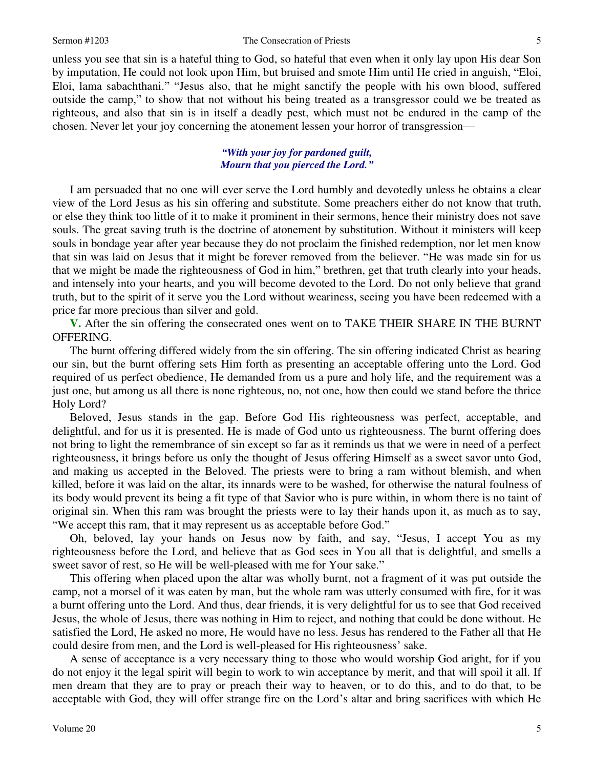unless you see that sin is a hateful thing to God, so hateful that even when it only lay upon His dear Son by imputation, He could not look upon Him, but bruised and smote Him until He cried in anguish, "Eloi, Eloi, lama sabachthani." "Jesus also, that he might sanctify the people with his own blood, suffered outside the camp," to show that not without his being treated as a transgressor could we be treated as righteous, and also that sin is in itself a deadly pest, which must not be endured in the camp of the chosen. Never let your joy concerning the atonement lessen your horror of transgression—

*"With your joy for pardoned guilt,*
*Mourn that you pierced the Lord."*

I am persuaded that no one will ever serve the Lord humbly and devotedly unless he obtains a clear view of the Lord Jesus as his sin offering and substitute. Some preachers either do not know that truth, or else they think too little of it to make it prominent in their sermons, hence their ministry does not save souls. The great saving truth is the doctrine of atonement by substitution. Without it ministers will keep souls in bondage year after year because they do not proclaim the finished redemption, nor let men know that sin was laid on Jesus that it might be forever removed from the believer. "He was made sin for us that we might be made the righteousness of God in him," brethren, get that truth clearly into your heads, and intensely into your hearts, and you will become devoted to the Lord. Do not only believe that grand truth, but to the spirit of it serve you the Lord without weariness, seeing you have been redeemed with a price far more precious than silver and gold.

**V.** After the sin offering the consecrated ones went on to TAKE THEIR SHARE IN THE BURNT OFFERING.

The burnt offering differed widely from the sin offering. The sin offering indicated Christ as bearing our sin, but the burnt offering sets Him forth as presenting an acceptable offering unto the Lord. God required of us perfect obedience, He demanded from us a pure and holy life, and the requirement was a just one, but among us all there is none righteous, no, not one, how then could we stand before the thrice Holy Lord?

Beloved, Jesus stands in the gap. Before God His righteousness was perfect, acceptable, and delightful, and for us it is presented. He is made of God unto us righteousness. The burnt offering does not bring to light the remembrance of sin except so far as it reminds us that we were in need of a perfect righteousness, it brings before us only the thought of Jesus offering Himself as a sweet savor unto God, and making us accepted in the Beloved. The priests were to bring a ram without blemish, and when killed, before it was laid on the altar, its innards were to be washed, for otherwise the natural foulness of its body would prevent its being a fit type of that Savior who is pure within, in whom there is no taint of original sin. When this ram was brought the priests were to lay their hands upon it, as much as to say, "We accept this ram, that it may represent us as acceptable before God."

Oh, beloved, lay your hands on Jesus now by faith, and say, "Jesus, I accept You as my righteousness before the Lord, and believe that as God sees in You all that is delightful, and smells a sweet savor of rest, so He will be well-pleased with me for Your sake."

This offering when placed upon the altar was wholly burnt, not a fragment of it was put outside the camp, not a morsel of it was eaten by man, but the whole ram was utterly consumed with fire, for it was a burnt offering unto the Lord. And thus, dear friends, it is very delightful for us to see that God received Jesus, the whole of Jesus, there was nothing in Him to reject, and nothing that could be done without. He satisfied the Lord, He asked no more, He would have no less. Jesus has rendered to the Father all that He could desire from men, and the Lord is well-pleased for His righteousness' sake.

A sense of acceptance is a very necessary thing to those who would worship God aright, for if you do not enjoy it the legal spirit will begin to work to win acceptance by merit, and that will spoil it all. If men dream that they are to pray or preach their way to heaven, or to do this, and to do that, to be acceptable with God, they will offer strange fire on the Lord's altar and bring sacrifices with which He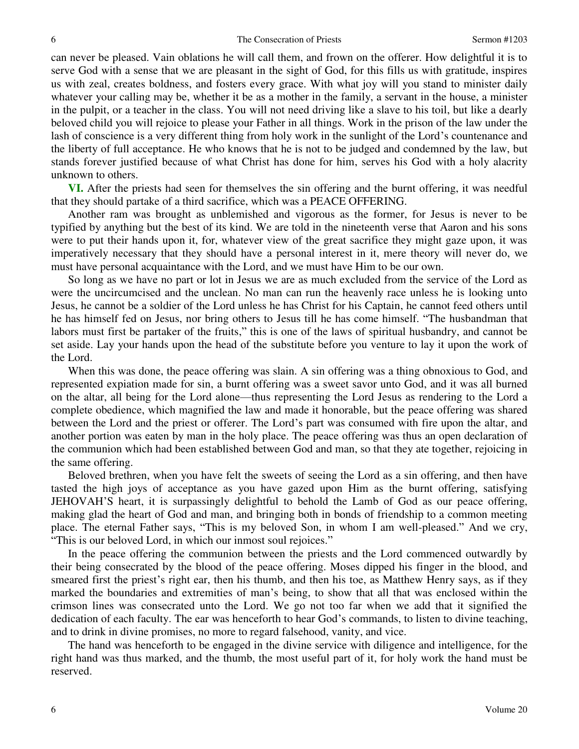can never be pleased. Vain oblations he will call them, and frown on the offerer. How delightful it is to serve God with a sense that we are pleasant in the sight of God, for this fills us with gratitude, inspires us with zeal, creates boldness, and fosters every grace. With what joy will you stand to minister daily whatever your calling may be, whether it be as a mother in the family, a servant in the house, a minister in the pulpit, or a teacher in the class. You will not need driving like a slave to his toil, but like a dearly beloved child you will rejoice to please your Father in all things. Work in the prison of the law under the lash of conscience is a very different thing from holy work in the sunlight of the Lord's countenance and the liberty of full acceptance. He who knows that he is not to be judged and condemned by the law, but stands forever justified because of what Christ has done for him, serves his God with a holy alacrity unknown to others.

**VI.** After the priests had seen for themselves the sin offering and the burnt offering, it was needful that they should partake of a third sacrifice, which was a PEACE OFFERING.

Another ram was brought as unblemished and vigorous as the former, for Jesus is never to be typified by anything but the best of its kind. We are told in the nineteenth verse that Aaron and his sons were to put their hands upon it, for, whatever view of the great sacrifice they might gaze upon, it was imperatively necessary that they should have a personal interest in it, mere theory will never do, we must have personal acquaintance with the Lord, and we must have Him to be our own.

So long as we have no part or lot in Jesus we are as much excluded from the service of the Lord as were the uncircumcised and the unclean. No man can run the heavenly race unless he is looking unto Jesus, he cannot be a soldier of the Lord unless he has Christ for his Captain, he cannot feed others until he has himself fed on Jesus, nor bring others to Jesus till he has come himself. "The husbandman that labors must first be partaker of the fruits," this is one of the laws of spiritual husbandry, and cannot be set aside. Lay your hands upon the head of the substitute before you venture to lay it upon the work of the Lord.

When this was done, the peace offering was slain. A sin offering was a thing obnoxious to God, and represented expiation made for sin, a burnt offering was a sweet savor unto God, and it was all burned on the altar, all being for the Lord alone—thus representing the Lord Jesus as rendering to the Lord a complete obedience, which magnified the law and made it honorable, but the peace offering was shared between the Lord and the priest or offerer. The Lord's part was consumed with fire upon the altar, and another portion was eaten by man in the holy place. The peace offering was thus an open declaration of the communion which had been established between God and man, so that they ate together, rejoicing in the same offering.

Beloved brethren, when you have felt the sweets of seeing the Lord as a sin offering, and then have tasted the high joys of acceptance as you have gazed upon Him as the burnt offering, satisfying JEHOVAH'S heart, it is surpassingly delightful to behold the Lamb of God as our peace offering, making glad the heart of God and man, and bringing both in bonds of friendship to a common meeting place. The eternal Father says, "This is my beloved Son, in whom I am well-pleased." And we cry, "This is our beloved Lord, in which our inmost soul rejoices."

In the peace offering the communion between the priests and the Lord commenced outwardly by their being consecrated by the blood of the peace offering. Moses dipped his finger in the blood, and smeared first the priest's right ear, then his thumb, and then his toe, as Matthew Henry says, as if they marked the boundaries and extremities of man's being, to show that all that was enclosed within the crimson lines was consecrated unto the Lord. We go not too far when we add that it signified the dedication of each faculty. The ear was henceforth to hear God's commands, to listen to divine teaching, and to drink in divine promises, no more to regard falsehood, vanity, and vice.

The hand was henceforth to be engaged in the divine service with diligence and intelligence, for the right hand was thus marked, and the thumb, the most useful part of it, for holy work the hand must be reserved.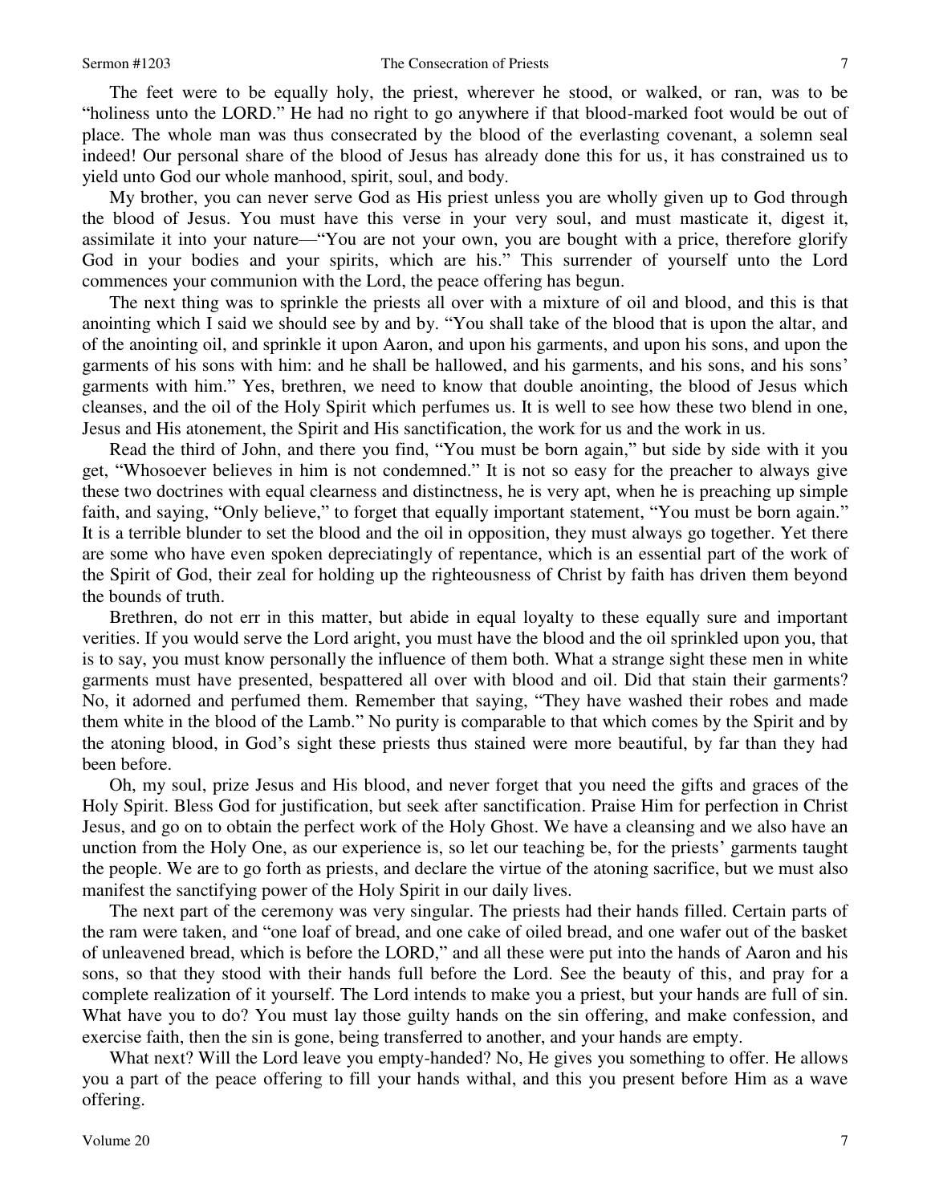The feet were to be equally holy, the priest, wherever he stood, or walked, or ran, was to be "holiness unto the LORD." He had no right to go anywhere if that blood-marked foot would be out of place. The whole man was thus consecrated by the blood of the everlasting covenant, a solemn seal indeed! Our personal share of the blood of Jesus has already done this for us, it has constrained us to yield unto God our whole manhood, spirit, soul, and body.

My brother, you can never serve God as His priest unless you are wholly given up to God through the blood of Jesus. You must have this verse in your very soul, and must masticate it, digest it, assimilate it into your nature—"You are not your own, you are bought with a price, therefore glorify God in your bodies and your spirits, which are his." This surrender of yourself unto the Lord commences your communion with the Lord, the peace offering has begun.

The next thing was to sprinkle the priests all over with a mixture of oil and blood, and this is that anointing which I said we should see by and by. "You shall take of the blood that is upon the altar, and of the anointing oil, and sprinkle it upon Aaron, and upon his garments, and upon his sons, and upon the garments of his sons with him: and he shall be hallowed, and his garments, and his sons, and his sons' garments with him." Yes, brethren, we need to know that double anointing, the blood of Jesus which cleanses, and the oil of the Holy Spirit which perfumes us. It is well to see how these two blend in one, Jesus and His atonement, the Spirit and His sanctification, the work for us and the work in us.

Read the third of John, and there you find, "You must be born again," but side by side with it you get, "Whosoever believes in him is not condemned." It is not so easy for the preacher to always give these two doctrines with equal clearness and distinctness, he is very apt, when he is preaching up simple faith, and saying, "Only believe," to forget that equally important statement, "You must be born again." It is a terrible blunder to set the blood and the oil in opposition, they must always go together. Yet there are some who have even spoken depreciatingly of repentance, which is an essential part of the work of the Spirit of God, their zeal for holding up the righteousness of Christ by faith has driven them beyond the bounds of truth.

Brethren, do not err in this matter, but abide in equal loyalty to these equally sure and important verities. If you would serve the Lord aright, you must have the blood and the oil sprinkled upon you, that is to say, you must know personally the influence of them both. What a strange sight these men in white garments must have presented, bespattered all over with blood and oil. Did that stain their garments? No, it adorned and perfumed them. Remember that saying, "They have washed their robes and made them white in the blood of the Lamb." No purity is comparable to that which comes by the Spirit and by the atoning blood, in God's sight these priests thus stained were more beautiful, by far than they had been before.

Oh, my soul, prize Jesus and His blood, and never forget that you need the gifts and graces of the Holy Spirit. Bless God for justification, but seek after sanctification. Praise Him for perfection in Christ Jesus, and go on to obtain the perfect work of the Holy Ghost. We have a cleansing and we also have an unction from the Holy One, as our experience is, so let our teaching be, for the priests' garments taught the people. We are to go forth as priests, and declare the virtue of the atoning sacrifice, but we must also manifest the sanctifying power of the Holy Spirit in our daily lives.

The next part of the ceremony was very singular. The priests had their hands filled. Certain parts of the ram were taken, and "one loaf of bread, and one cake of oiled bread, and one wafer out of the basket of unleavened bread, which is before the LORD," and all these were put into the hands of Aaron and his sons, so that they stood with their hands full before the Lord. See the beauty of this, and pray for a complete realization of it yourself. The Lord intends to make you a priest, but your hands are full of sin. What have you to do? You must lay those guilty hands on the sin offering, and make confession, and exercise faith, then the sin is gone, being transferred to another, and your hands are empty.

What next? Will the Lord leave you empty-handed? No, He gives you something to offer. He allows you a part of the peace offering to fill your hands withal, and this you present before Him as a wave offering.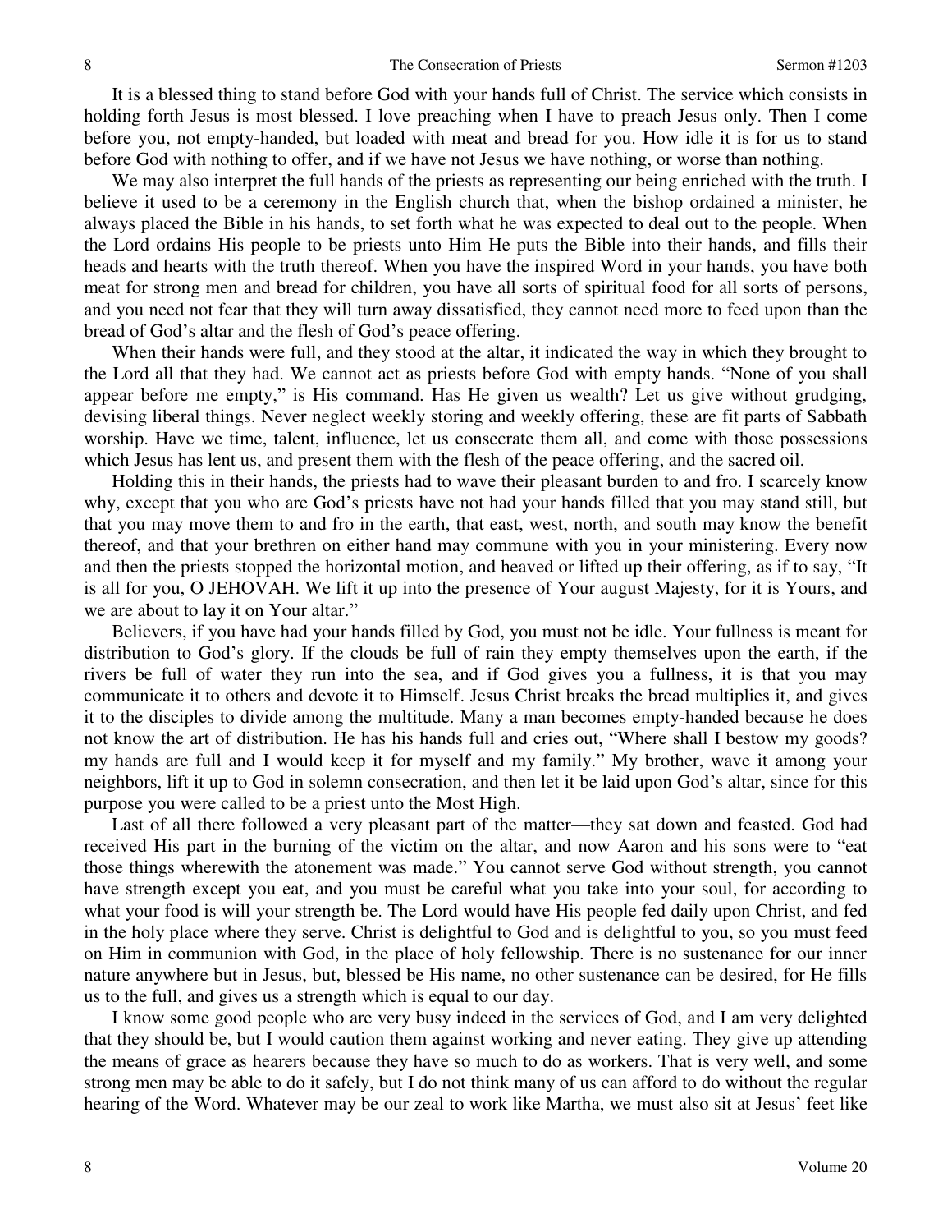It is a blessed thing to stand before God with your hands full of Christ. The service which consists in holding forth Jesus is most blessed. I love preaching when I have to preach Jesus only. Then I come before you, not empty-handed, but loaded with meat and bread for you. How idle it is for us to stand before God with nothing to offer, and if we have not Jesus we have nothing, or worse than nothing.

We may also interpret the full hands of the priests as representing our being enriched with the truth. I believe it used to be a ceremony in the English church that, when the bishop ordained a minister, he always placed the Bible in his hands, to set forth what he was expected to deal out to the people. When the Lord ordains His people to be priests unto Him He puts the Bible into their hands, and fills their heads and hearts with the truth thereof. When you have the inspired Word in your hands, you have both meat for strong men and bread for children, you have all sorts of spiritual food for all sorts of persons, and you need not fear that they will turn away dissatisfied, they cannot need more to feed upon than the bread of God's altar and the flesh of God's peace offering.

When their hands were full, and they stood at the altar, it indicated the way in which they brought to the Lord all that they had. We cannot act as priests before God with empty hands. "None of you shall appear before me empty," is His command. Has He given us wealth? Let us give without grudging, devising liberal things. Never neglect weekly storing and weekly offering, these are fit parts of Sabbath worship. Have we time, talent, influence, let us consecrate them all, and come with those possessions which Jesus has lent us, and present them with the flesh of the peace offering, and the sacred oil.

Holding this in their hands, the priests had to wave their pleasant burden to and fro. I scarcely know why, except that you who are God's priests have not had your hands filled that you may stand still, but that you may move them to and fro in the earth, that east, west, north, and south may know the benefit thereof, and that your brethren on either hand may commune with you in your ministering. Every now and then the priests stopped the horizontal motion, and heaved or lifted up their offering, as if to say, "It is all for you, O JEHOVAH. We lift it up into the presence of Your august Majesty, for it is Yours, and we are about to lay it on Your altar."

Believers, if you have had your hands filled by God, you must not be idle. Your fullness is meant for distribution to God's glory. If the clouds be full of rain they empty themselves upon the earth, if the rivers be full of water they run into the sea, and if God gives you a fullness, it is that you may communicate it to others and devote it to Himself. Jesus Christ breaks the bread multiplies it, and gives it to the disciples to divide among the multitude. Many a man becomes empty-handed because he does not know the art of distribution. He has his hands full and cries out, "Where shall I bestow my goods? my hands are full and I would keep it for myself and my family." My brother, wave it among your neighbors, lift it up to God in solemn consecration, and then let it be laid upon God's altar, since for this purpose you were called to be a priest unto the Most High.

Last of all there followed a very pleasant part of the matter—they sat down and feasted. God had received His part in the burning of the victim on the altar, and now Aaron and his sons were to "eat those things wherewith the atonement was made." You cannot serve God without strength, you cannot have strength except you eat, and you must be careful what you take into your soul, for according to what your food is will your strength be. The Lord would have His people fed daily upon Christ, and fed in the holy place where they serve. Christ is delightful to God and is delightful to you, so you must feed on Him in communion with God, in the place of holy fellowship. There is no sustenance for our inner nature anywhere but in Jesus, but, blessed be His name, no other sustenance can be desired, for He fills us to the full, and gives us a strength which is equal to our day.

I know some good people who are very busy indeed in the services of God, and I am very delighted that they should be, but I would caution them against working and never eating. They give up attending the means of grace as hearers because they have so much to do as workers. That is very well, and some strong men may be able to do it safely, but I do not think many of us can afford to do without the regular hearing of the Word. Whatever may be our zeal to work like Martha, we must also sit at Jesus' feet like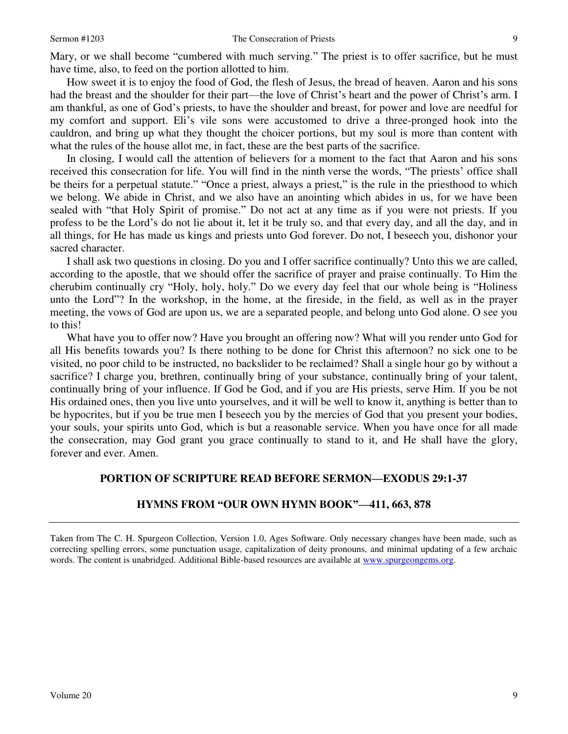Mary, or we shall become "cumbered with much serving." The priest is to offer sacrifice, but he must have time, also, to feed on the portion allotted to him.

How sweet it is to enjoy the food of God, the flesh of Jesus, the bread of heaven. Aaron and his sons had the breast and the shoulder for their part—the love of Christ's heart and the power of Christ's arm. I am thankful, as one of God's priests, to have the shoulder and breast, for power and love are needful for my comfort and support. Eli's vile sons were accustomed to drive a three-pronged hook into the cauldron, and bring up what they thought the choicer portions, but my soul is more than content with what the rules of the house allot me, in fact, these are the best parts of the sacrifice.

In closing, I would call the attention of believers for a moment to the fact that Aaron and his sons received this consecration for life. You will find in the ninth verse the words, "The priests' office shall be theirs for a perpetual statute." "Once a priest, always a priest," is the rule in the priesthood to which we belong. We abide in Christ, and we also have an anointing which abides in us, for we have been sealed with "that Holy Spirit of promise." Do not act at any time as if you were not priests. If you profess to be the Lord's do not lie about it, let it be truly so, and that every day, and all the day, and in all things, for He has made us kings and priests unto God forever. Do not, I beseech you, dishonor your sacred character.

I shall ask two questions in closing. Do you and I offer sacrifice continually? Unto this we are called, according to the apostle, that we should offer the sacrifice of prayer and praise continually. To Him the cherubim continually cry "Holy, holy, holy." Do we every day feel that our whole being is "Holiness unto the Lord"? In the workshop, in the home, at the fireside, in the field, as well as in the prayer meeting, the vows of God are upon us, we are a separated people, and belong unto God alone. O see you to this!

What have you to offer now? Have you brought an offering now? What will you render unto God for all His benefits towards you? Is there nothing to be done for Christ this afternoon? no sick one to be visited, no poor child to be instructed, no backslider to be reclaimed? Shall a single hour go by without a sacrifice? I charge you, brethren, continually bring of your substance, continually bring of your talent, continually bring of your influence. If God be God, and if you are His priests, serve Him. If you be not His ordained ones, then you live unto yourselves, and it will be well to know it, anything is better than to be hypocrites, but if you be true men I beseech you by the mercies of God that you present your bodies, your souls, your spirits unto God, which is but a reasonable service. When you have once for all made the consecration, may God grant you grace continually to stand to it, and He shall have the glory, forever and ever. Amen.

**PORTION OF SCRIPTURE READ BEFORE SERMON—EXODUS 29:1-37**

**HYMNS FROM "OUR OWN HYMN BOOK"—411, 663, 878**

---

Taken from The C. H. Spurgeon Collection, Version 1.0, Ages Software. Only necessary changes have been made, such as correcting spelling errors, some punctuation usage, capitalization of deity pronouns, and minimal updating of a few archaic words. The content is unabridged. Additional Bible-based resources are available at www.spurgeongems.org.